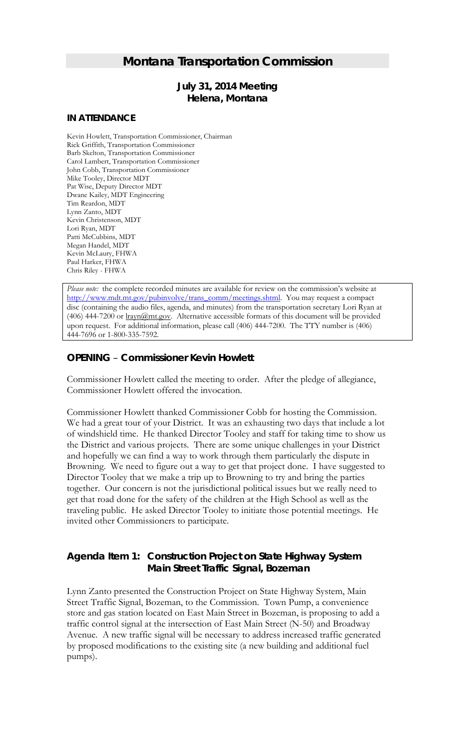# Montana Transportation Commission

## July 31, 2014 Meeting
## Helena, Montana

### IN ATTENDANCE

Kevin Howlett, Transportation Commissioner, Chairman
Rick Griffith, Transportation Commissioner
Barb Skelton, Transportation Commissioner
Carol Lambert, Transportation Commissioner
John Cobb, Transportation Commissioner
Mike Tooley, Director MDT
Pat Wise, Deputy Director MDT
Dwane Kailey, MDT Engineering
Tim Reardon, MDT
Lynn Zanto, MDT
Kevin Christenson, MDT
Lori Ryan, MDT
Patti McCubbins, MDT
Megan Handel, MDT
Kevin McLaury, FHWA
Paul Harker, FHWA
Chris Riley - FHWA

*Please note:* the complete recorded minutes are available for review on the commission's website at http://www.mdt.mt.gov/pubinvolve/trans_comm/meetings.shtml. You may request a compact disc (containing the audio files, agenda, and minutes) from the transportation secretary Lori Ryan at (406) 444-7200 or lrayn@mt.gov. Alternative accessible formats of this document will be provided upon request. For additional information, please call (406) 444-7200. The TTY number is (406) 444-7696 or 1-800-335-7592.

### OPENING – Commissioner Kevin Howlett

Commissioner Howlett called the meeting to order. After the pledge of allegiance, Commissioner Howlett offered the invocation.

Commissioner Howlett thanked Commissioner Cobb for hosting the Commission. We had a great tour of your District. It was an exhausting two days that include a lot of windshield time. He thanked Director Tooley and staff for taking time to show us the District and various projects. There are some unique challenges in your District and hopefully we can find a way to work through them particularly the dispute in Browning. We need to figure out a way to get that project done. I have suggested to Director Tooley that we make a trip up to Browning to try and bring the parties together. Our concern is not the jurisdictional political issues but we really need to get that road done for the safety of the children at the High School as well as the traveling public. He asked Director Tooley to initiate those potential meetings. He invited other Commissioners to participate.

### Agenda Item 1: Construction Project on State Highway System Main Street Traffic Signal, Bozeman

Lynn Zanto presented the Construction Project on State Highway System, Main Street Traffic Signal, Bozeman, to the Commission. Town Pump, a convenience store and gas station located on East Main Street in Bozeman, is proposing to add a traffic control signal at the intersection of East Main Street (N-50) and Broadway Avenue. A new traffic signal will be necessary to address increased traffic generated by proposed modifications to the existing site (a new building and additional fuel pumps).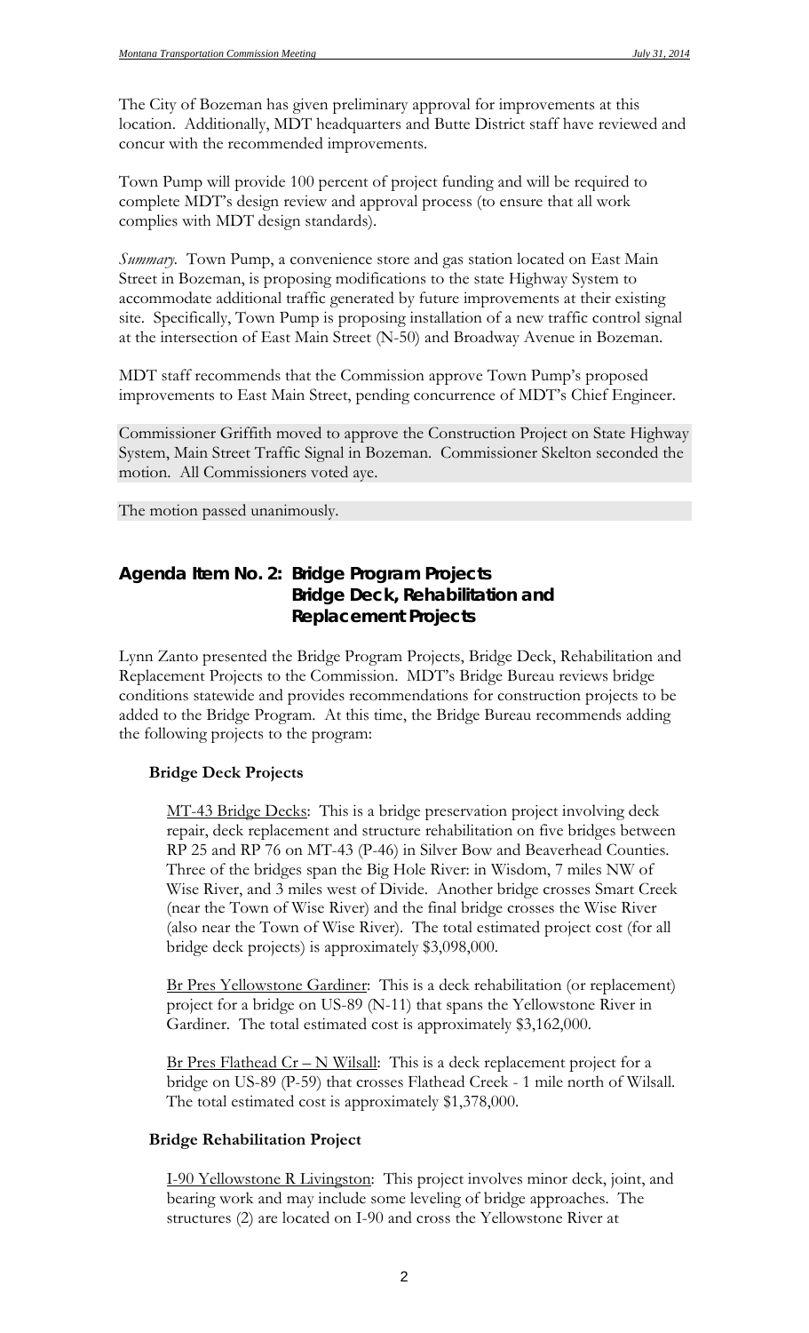The City of Bozeman has given preliminary approval for improvements at this location. Additionally, MDT headquarters and Butte District staff have reviewed and concur with the recommended improvements.

Town Pump will provide 100 percent of project funding and will be required to complete MDT's design review and approval process (to ensure that all work complies with MDT design standards).

*Summary.* Town Pump, a convenience store and gas station located on East Main Street in Bozeman, is proposing modifications to the state Highway System to accommodate additional traffic generated by future improvements at their existing site. Specifically, Town Pump is proposing installation of a new traffic control signal at the intersection of East Main Street (N-50) and Broadway Avenue in Bozeman.

MDT staff recommends that the Commission approve Town Pump's proposed improvements to East Main Street, pending concurrence of MDT's Chief Engineer.

Commissioner Griffith moved to approve the Construction Project on State Highway System, Main Street Traffic Signal in Bozeman. Commissioner Skelton seconded the motion. All Commissioners voted aye.

The motion passed unanimously.

## Agenda Item No. 2: Bridge Program Projects Bridge Deck, Rehabilitation and Replacement Projects

Lynn Zanto presented the Bridge Program Projects, Bridge Deck, Rehabilitation and Replacement Projects to the Commission. MDT's Bridge Bureau reviews bridge conditions statewide and provides recommendations for construction projects to be added to the Bridge Program. At this time, the Bridge Bureau recommends adding the following projects to the program:

**Bridge Deck Projects**

MT-43 Bridge Decks: This is a bridge preservation project involving deck repair, deck replacement and structure rehabilitation on five bridges between RP 25 and RP 76 on MT-43 (P-46) in Silver Bow and Beaverhead Counties. Three of the bridges span the Big Hole River: in Wisdom, 7 miles NW of Wise River, and 3 miles west of Divide. Another bridge crosses Smart Creek (near the Town of Wise River) and the final bridge crosses the Wise River (also near the Town of Wise River). The total estimated project cost (for all bridge deck projects) is approximately $3,098,000.

Br Pres Yellowstone Gardiner: This is a deck rehabilitation (or replacement) project for a bridge on US-89 (N-11) that spans the Yellowstone River in Gardiner. The total estimated cost is approximately $3,162,000.

Br Pres Flathead Cr – N Wilsall: This is a deck replacement project for a bridge on US-89 (P-59) that crosses Flathead Creek - 1 mile north of Wilsall. The total estimated cost is approximately $1,378,000.

**Bridge Rehabilitation Project**

I-90 Yellowstone R Livingston: This project involves minor deck, joint, and bearing work and may include some leveling of bridge approaches. The structures (2) are located on I-90 and cross the Yellowstone River at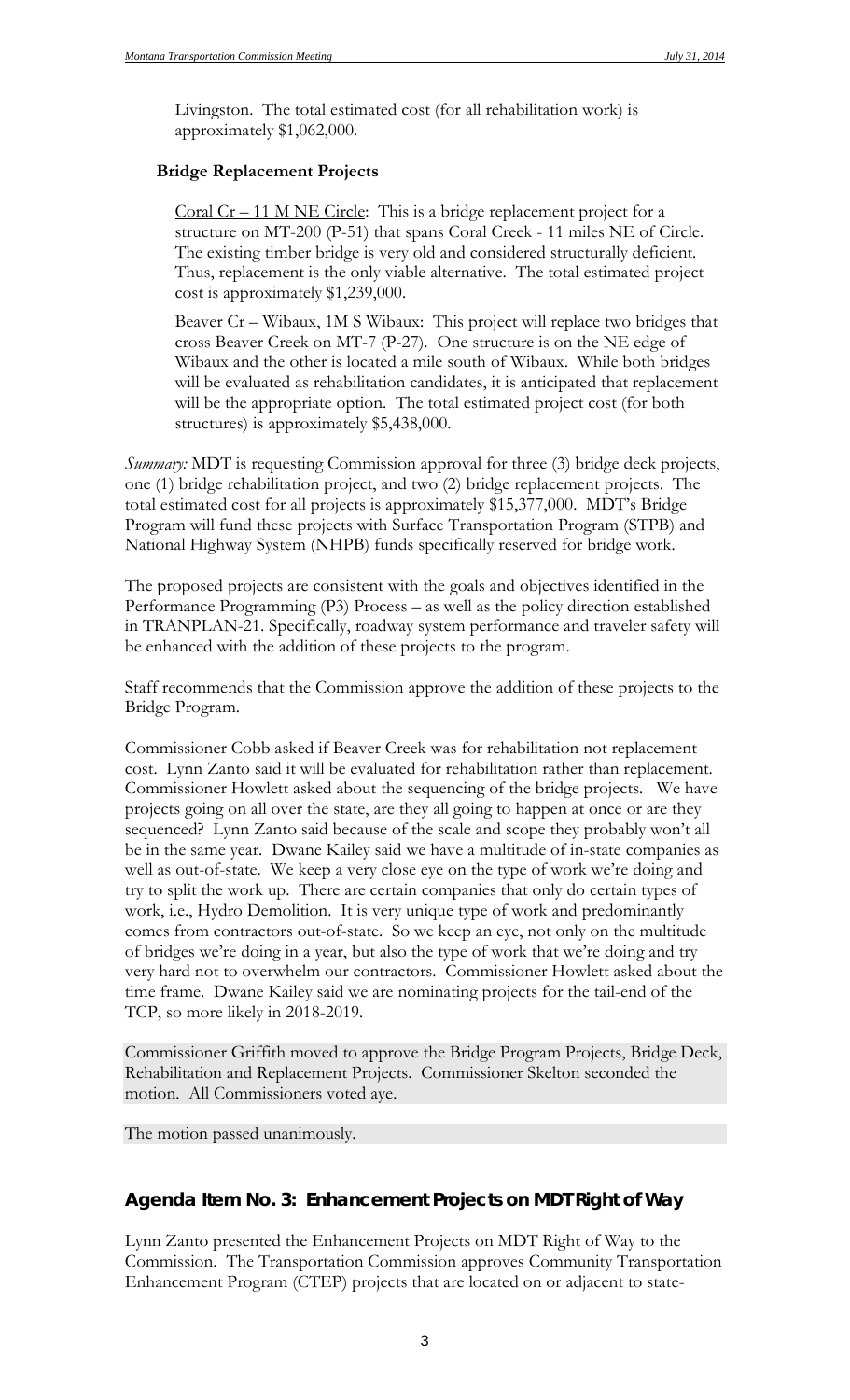Livingston. The total estimated cost (for all rehabilitation work) is approximately $1,062,000.

**Bridge Replacement Projects**

Coral Cr – 11 M NE Circle: This is a bridge replacement project for a structure on MT-200 (P-51) that spans Coral Creek - 11 miles NE of Circle. The existing timber bridge is very old and considered structurally deficient. Thus, replacement is the only viable alternative. The total estimated project cost is approximately $1,239,000.

Beaver Cr – Wibaux, 1M S Wibaux: This project will replace two bridges that cross Beaver Creek on MT-7 (P-27). One structure is on the NE edge of Wibaux and the other is located a mile south of Wibaux. While both bridges will be evaluated as rehabilitation candidates, it is anticipated that replacement will be the appropriate option. The total estimated project cost (for both structures) is approximately $5,438,000.

*Summary:* MDT is requesting Commission approval for three (3) bridge deck projects, one (1) bridge rehabilitation project, and two (2) bridge replacement projects. The total estimated cost for all projects is approximately $15,377,000. MDT's Bridge Program will fund these projects with Surface Transportation Program (STPB) and National Highway System (NHPB) funds specifically reserved for bridge work.

The proposed projects are consistent with the goals and objectives identified in the Performance Programming (P3) Process – as well as the policy direction established in TRANPLAN-21. Specifically, roadway system performance and traveler safety will be enhanced with the addition of these projects to the program.

Staff recommends that the Commission approve the addition of these projects to the Bridge Program.

Commissioner Cobb asked if Beaver Creek was for rehabilitation not replacement cost. Lynn Zanto said it will be evaluated for rehabilitation rather than replacement. Commissioner Howlett asked about the sequencing of the bridge projects. We have projects going on all over the state, are they all going to happen at once or are they sequenced? Lynn Zanto said because of the scale and scope they probably won't all be in the same year. Dwane Kailey said we have a multitude of in-state companies as well as out-of-state. We keep a very close eye on the type of work we're doing and try to split the work up. There are certain companies that only do certain types of work, i.e., Hydro Demolition. It is very unique type of work and predominantly comes from contractors out-of-state. So we keep an eye, not only on the multitude of bridges we're doing in a year, but also the type of work that we're doing and try very hard not to overwhelm our contractors. Commissioner Howlett asked about the time frame. Dwane Kailey said we are nominating projects for the tail-end of the TCP, so more likely in 2018-2019.

Commissioner Griffith moved to approve the Bridge Program Projects, Bridge Deck, Rehabilitation and Replacement Projects. Commissioner Skelton seconded the motion. All Commissioners voted aye.

The motion passed unanimously.

## Agenda Item No. 3: Enhancement Projects on MDT Right of Way

Lynn Zanto presented the Enhancement Projects on MDT Right of Way to the Commission. The Transportation Commission approves Community Transportation Enhancement Program (CTEP) projects that are located on or adjacent to state-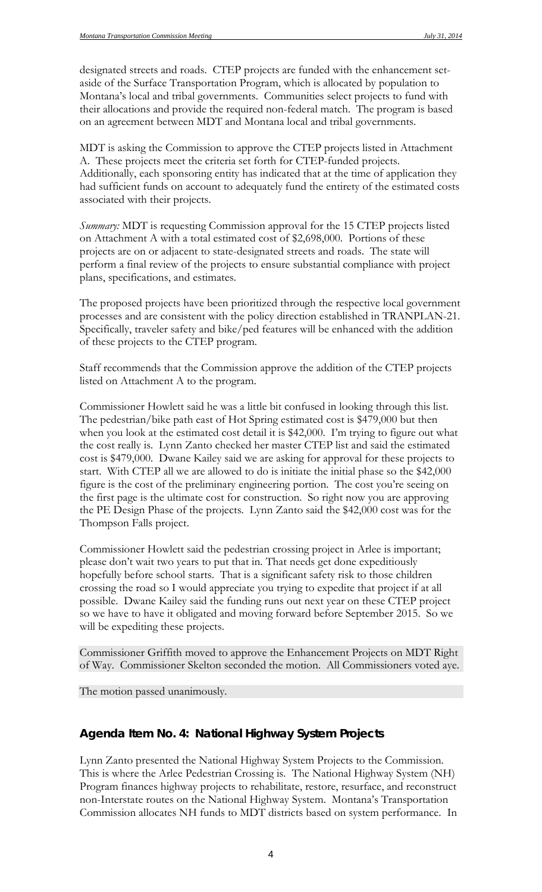designated streets and roads. CTEP projects are funded with the enhancement set-aside of the Surface Transportation Program, which is allocated by population to Montana's local and tribal governments. Communities select projects to fund with their allocations and provide the required non-federal match. The program is based on an agreement between MDT and Montana local and tribal governments.

MDT is asking the Commission to approve the CTEP projects listed in Attachment A. These projects meet the criteria set forth for CTEP-funded projects. Additionally, each sponsoring entity has indicated that at the time of application they had sufficient funds on account to adequately fund the entirety of the estimated costs associated with their projects.

*Summary:* MDT is requesting Commission approval for the 15 CTEP projects listed on Attachment A with a total estimated cost of $2,698,000. Portions of these projects are on or adjacent to state-designated streets and roads. The state will perform a final review of the projects to ensure substantial compliance with project plans, specifications, and estimates.

The proposed projects have been prioritized through the respective local government processes and are consistent with the policy direction established in TRANPLAN-21. Specifically, traveler safety and bike/ped features will be enhanced with the addition of these projects to the CTEP program.

Staff recommends that the Commission approve the addition of the CTEP projects listed on Attachment A to the program.

Commissioner Howlett said he was a little bit confused in looking through this list. The pedestrian/bike path east of Hot Spring estimated cost is $479,000 but then when you look at the estimated cost detail it is $42,000. I'm trying to figure out what the cost really is. Lynn Zanto checked her master CTEP list and said the estimated cost is $479,000. Dwane Kailey said we are asking for approval for these projects to start. With CTEP all we are allowed to do is initiate the initial phase so the $42,000 figure is the cost of the preliminary engineering portion. The cost you're seeing on the first page is the ultimate cost for construction. So right now you are approving the PE Design Phase of the projects. Lynn Zanto said the $42,000 cost was for the Thompson Falls project.

Commissioner Howlett said the pedestrian crossing project in Arlee is important; please don't wait two years to put that in. That needs get done expeditiously hopefully before school starts. That is a significant safety risk to those children crossing the road so I would appreciate you trying to expedite that project if at all possible. Dwane Kailey said the funding runs out next year on these CTEP project so we have to have it obligated and moving forward before September 2015. So we will be expediting these projects.

Commissioner Griffith moved to approve the Enhancement Projects on MDT Right of Way. Commissioner Skelton seconded the motion. All Commissioners voted aye.

The motion passed unanimously.

## Agenda Item No. 4: National Highway System Projects

Lynn Zanto presented the National Highway System Projects to the Commission. This is where the Arlee Pedestrian Crossing is. The National Highway System (NH) Program finances highway projects to rehabilitate, restore, resurface, and reconstruct non-Interstate routes on the National Highway System. Montana's Transportation Commission allocates NH funds to MDT districts based on system performance. In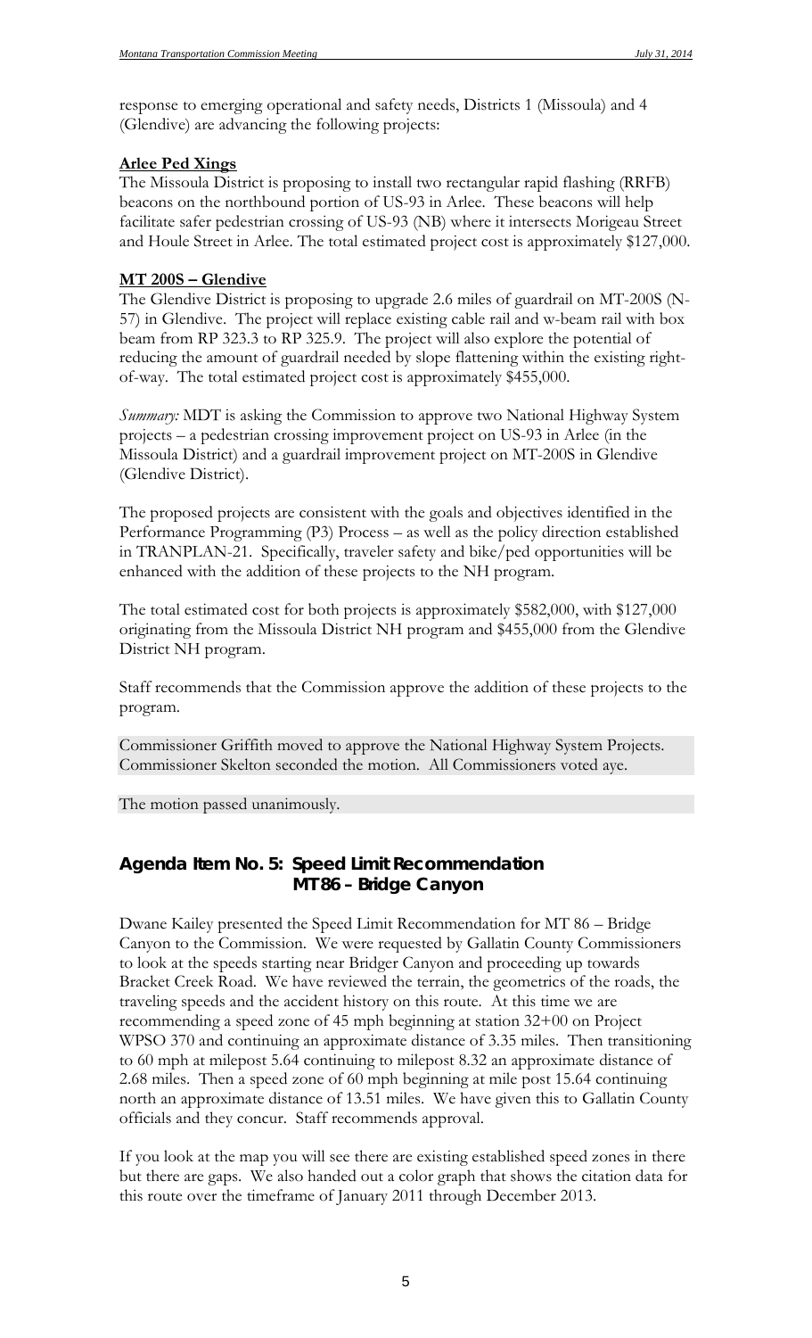response to emerging operational and safety needs, Districts 1 (Missoula) and 4 (Glendive) are advancing the following projects:

**Arlee Ped Xings**

The Missoula District is proposing to install two rectangular rapid flashing (RRFB) beacons on the northbound portion of US-93 in Arlee. These beacons will help facilitate safer pedestrian crossing of US-93 (NB) where it intersects Morigeau Street and Houle Street in Arlee. The total estimated project cost is approximately $127,000.

**MT 200S – Glendive**

The Glendive District is proposing to upgrade 2.6 miles of guardrail on MT-200S (N-57) in Glendive. The project will replace existing cable rail and w-beam rail with box beam from RP 323.3 to RP 325.9. The project will also explore the potential of reducing the amount of guardrail needed by slope flattening within the existing right-of-way. The total estimated project cost is approximately $455,000.

*Summary:* MDT is asking the Commission to approve two National Highway System projects – a pedestrian crossing improvement project on US-93 in Arlee (in the Missoula District) and a guardrail improvement project on MT-200S in Glendive (Glendive District).

The proposed projects are consistent with the goals and objectives identified in the Performance Programming (P3) Process – as well as the policy direction established in TRANPLAN-21. Specifically, traveler safety and bike/ped opportunities will be enhanced with the addition of these projects to the NH program.

The total estimated cost for both projects is approximately $582,000, with $127,000 originating from the Missoula District NH program and $455,000 from the Glendive District NH program.

Staff recommends that the Commission approve the addition of these projects to the program.

Commissioner Griffith moved to approve the National Highway System Projects. Commissioner Skelton seconded the motion. All Commissioners voted aye.

The motion passed unanimously.

## Agenda Item No. 5: Speed Limit Recommendation MT 86 – Bridge Canyon

Dwane Kailey presented the Speed Limit Recommendation for MT 86 – Bridge Canyon to the Commission. We were requested by Gallatin County Commissioners to look at the speeds starting near Bridger Canyon and proceeding up towards Bracket Creek Road. We have reviewed the terrain, the geometrics of the roads, the traveling speeds and the accident history on this route. At this time we are recommending a speed zone of 45 mph beginning at station 32+00 on Project WPSO 370 and continuing an approximate distance of 3.35 miles. Then transitioning to 60 mph at milepost 5.64 continuing to milepost 8.32 an approximate distance of 2.68 miles. Then a speed zone of 60 mph beginning at mile post 15.64 continuing north an approximate distance of 13.51 miles. We have given this to Gallatin County officials and they concur. Staff recommends approval.

If you look at the map you will see there are existing established speed zones in there but there are gaps. We also handed out a color graph that shows the citation data for this route over the timeframe of January 2011 through December 2013.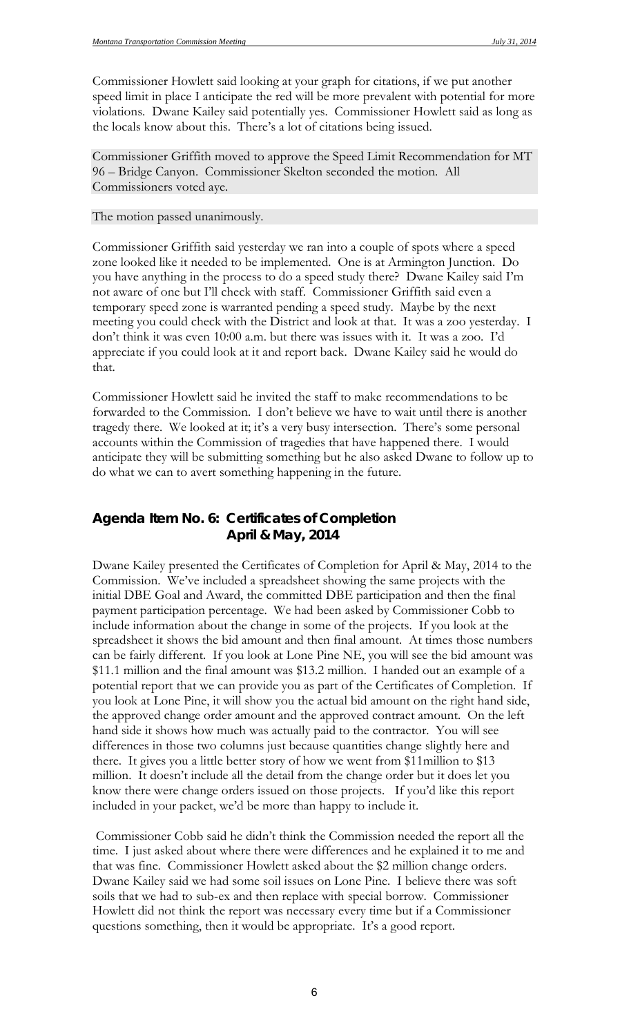Commissioner Howlett said looking at your graph for citations, if we put another speed limit in place I anticipate the red will be more prevalent with potential for more violations. Dwane Kailey said potentially yes. Commissioner Howlett said as long as the locals know about this. There's a lot of citations being issued.

Commissioner Griffith moved to approve the Speed Limit Recommendation for MT 96 – Bridge Canyon. Commissioner Skelton seconded the motion. All Commissioners voted aye.

The motion passed unanimously.

Commissioner Griffith said yesterday we ran into a couple of spots where a speed zone looked like it needed to be implemented. One is at Armington Junction. Do you have anything in the process to do a speed study there? Dwane Kailey said I'm not aware of one but I'll check with staff. Commissioner Griffith said even a temporary speed zone is warranted pending a speed study. Maybe by the next meeting you could check with the District and look at that. It was a zoo yesterday. I don't think it was even 10:00 a.m. but there was issues with it. It was a zoo. I'd appreciate if you could look at it and report back. Dwane Kailey said he would do that.

Commissioner Howlett said he invited the staff to make recommendations to be forwarded to the Commission. I don't believe we have to wait until there is another tragedy there. We looked at it; it's a very busy intersection. There's some personal accounts within the Commission of tragedies that have happened there. I would anticipate they will be submitting something but he also asked Dwane to follow up to do what we can to avert something happening in the future.

## Agenda Item No. 6: Certificates of Completion April & May, 2014

Dwane Kailey presented the Certificates of Completion for April & May, 2014 to the Commission. We've included a spreadsheet showing the same projects with the initial DBE Goal and Award, the committed DBE participation and then the final payment participation percentage. We had been asked by Commissioner Cobb to include information about the change in some of the projects. If you look at the spreadsheet it shows the bid amount and then final amount. At times those numbers can be fairly different. If you look at Lone Pine NE, you will see the bid amount was $11.1 million and the final amount was $13.2 million. I handed out an example of a potential report that we can provide you as part of the Certificates of Completion. If you look at Lone Pine, it will show you the actual bid amount on the right hand side, the approved change order amount and the approved contract amount. On the left hand side it shows how much was actually paid to the contractor. You will see differences in those two columns just because quantities change slightly here and there. It gives you a little better story of how we went from $11million to $13 million. It doesn't include all the detail from the change order but it does let you know there were change orders issued on those projects. If you'd like this report included in your packet, we'd be more than happy to include it.

Commissioner Cobb said he didn't think the Commission needed the report all the time. I just asked about where there were differences and he explained it to me and that was fine. Commissioner Howlett asked about the $2 million change orders. Dwane Kailey said we had some soil issues on Lone Pine. I believe there was soft soils that we had to sub-ex and then replace with special borrow. Commissioner Howlett did not think the report was necessary every time but if a Commissioner questions something, then it would be appropriate. It's a good report.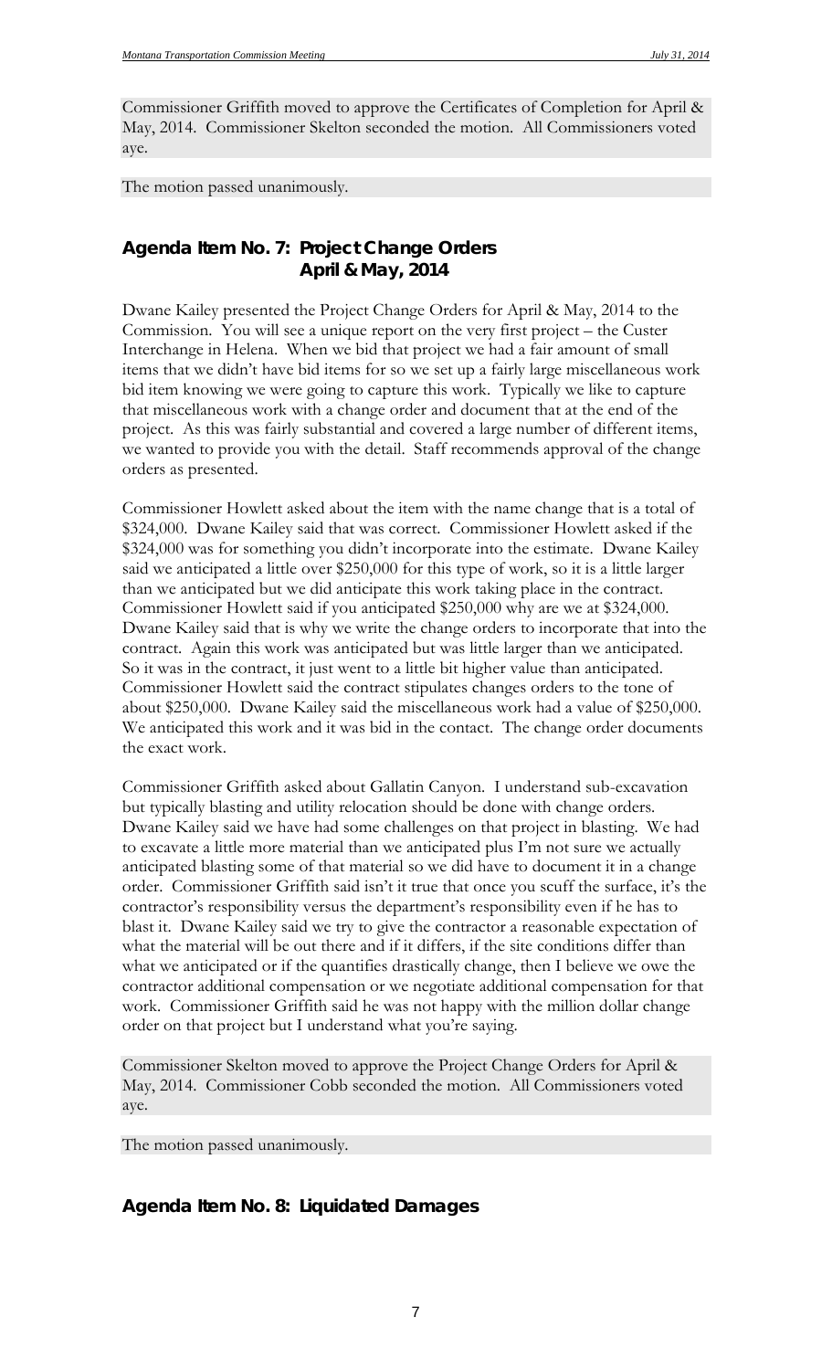Commissioner Griffith moved to approve the Certificates of Completion for April & May, 2014. Commissioner Skelton seconded the motion. All Commissioners voted aye.

The motion passed unanimously.

## Agenda Item No. 7: Project Change Orders April & May, 2014

Dwane Kailey presented the Project Change Orders for April & May, 2014 to the Commission. You will see a unique report on the very first project – the Custer Interchange in Helena. When we bid that project we had a fair amount of small items that we didn't have bid items for so we set up a fairly large miscellaneous work bid item knowing we were going to capture this work. Typically we like to capture that miscellaneous work with a change order and document that at the end of the project. As this was fairly substantial and covered a large number of different items, we wanted to provide you with the detail. Staff recommends approval of the change orders as presented.

Commissioner Howlett asked about the item with the name change that is a total of $324,000. Dwane Kailey said that was correct. Commissioner Howlett asked if the $324,000 was for something you didn't incorporate into the estimate. Dwane Kailey said we anticipated a little over $250,000 for this type of work, so it is a little larger than we anticipated but we did anticipate this work taking place in the contract. Commissioner Howlett said if you anticipated $250,000 why are we at $324,000. Dwane Kailey said that is why we write the change orders to incorporate that into the contract. Again this work was anticipated but was little larger than we anticipated. So it was in the contract, it just went to a little bit higher value than anticipated. Commissioner Howlett said the contract stipulates changes orders to the tone of about $250,000. Dwane Kailey said the miscellaneous work had a value of $250,000. We anticipated this work and it was bid in the contact. The change order documents the exact work.

Commissioner Griffith asked about Gallatin Canyon. I understand sub-excavation but typically blasting and utility relocation should be done with change orders. Dwane Kailey said we have had some challenges on that project in blasting. We had to excavate a little more material than we anticipated plus I'm not sure we actually anticipated blasting some of that material so we did have to document it in a change order. Commissioner Griffith said isn't it true that once you scuff the surface, it's the contractor's responsibility versus the department's responsibility even if he has to blast it. Dwane Kailey said we try to give the contractor a reasonable expectation of what the material will be out there and if it differs, if the site conditions differ than what we anticipated or if the quantifies drastically change, then I believe we owe the contractor additional compensation or we negotiate additional compensation for that work. Commissioner Griffith said he was not happy with the million dollar change order on that project but I understand what you're saying.

Commissioner Skelton moved to approve the Project Change Orders for April & May, 2014. Commissioner Cobb seconded the motion. All Commissioners voted aye.

The motion passed unanimously.

## Agenda Item No. 8: Liquidated Damages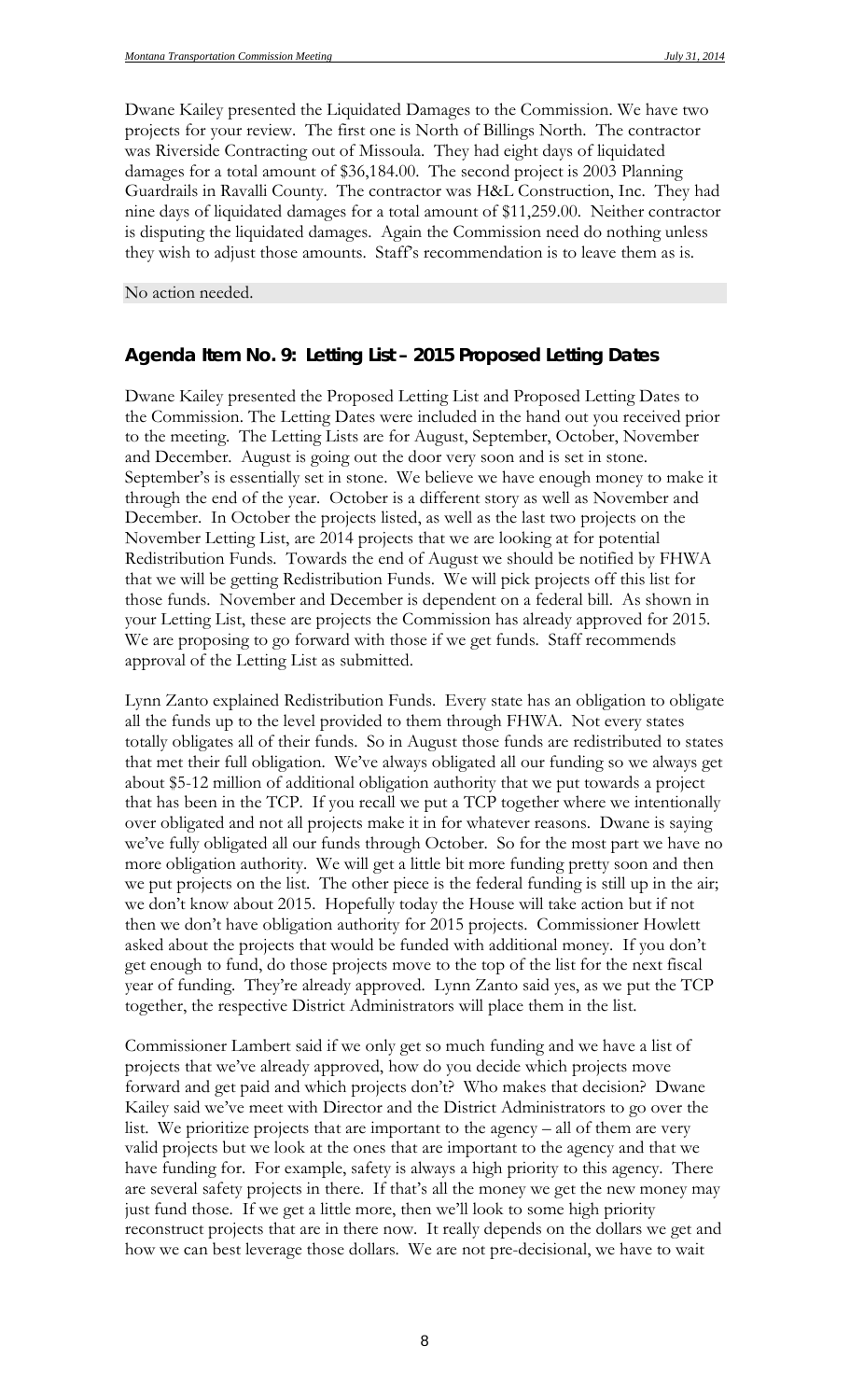Dwane Kailey presented the Liquidated Damages to the Commission. We have two projects for your review. The first one is North of Billings North. The contractor was Riverside Contracting out of Missoula. They had eight days of liquidated damages for a total amount of $36,184.00. The second project is 2003 Planning Guardrails in Ravalli County. The contractor was H&L Construction, Inc. They had nine days of liquidated damages for a total amount of $11,259.00. Neither contractor is disputing the liquidated damages. Again the Commission need do nothing unless they wish to adjust those amounts. Staff's recommendation is to leave them as is.

No action needed.

## Agenda Item No. 9: Letting List – 2015 Proposed Letting Dates

Dwane Kailey presented the Proposed Letting List and Proposed Letting Dates to the Commission. The Letting Dates were included in the hand out you received prior to the meeting. The Letting Lists are for August, September, October, November and December. August is going out the door very soon and is set in stone. September's is essentially set in stone. We believe we have enough money to make it through the end of the year. October is a different story as well as November and December. In October the projects listed, as well as the last two projects on the November Letting List, are 2014 projects that we are looking at for potential Redistribution Funds. Towards the end of August we should be notified by FHWA that we will be getting Redistribution Funds. We will pick projects off this list for those funds. November and December is dependent on a federal bill. As shown in your Letting List, these are projects the Commission has already approved for 2015. We are proposing to go forward with those if we get funds. Staff recommends approval of the Letting List as submitted.

Lynn Zanto explained Redistribution Funds. Every state has an obligation to obligate all the funds up to the level provided to them through FHWA. Not every states totally obligates all of their funds. So in August those funds are redistributed to states that met their full obligation. We've always obligated all our funding so we always get about $5-12 million of additional obligation authority that we put towards a project that has been in the TCP. If you recall we put a TCP together where we intentionally over obligated and not all projects make it in for whatever reasons. Dwane is saying we've fully obligated all our funds through October. So for the most part we have no more obligation authority. We will get a little bit more funding pretty soon and then we put projects on the list. The other piece is the federal funding is still up in the air; we don't know about 2015. Hopefully today the House will take action but if not then we don't have obligation authority for 2015 projects. Commissioner Howlett asked about the projects that would be funded with additional money. If you don't get enough to fund, do those projects move to the top of the list for the next fiscal year of funding. They're already approved. Lynn Zanto said yes, as we put the TCP together, the respective District Administrators will place them in the list.

Commissioner Lambert said if we only get so much funding and we have a list of projects that we've already approved, how do you decide which projects move forward and get paid and which projects don't? Who makes that decision? Dwane Kailey said we've meet with Director and the District Administrators to go over the list. We prioritize projects that are important to the agency – all of them are very valid projects but we look at the ones that are important to the agency and that we have funding for. For example, safety is always a high priority to this agency. There are several safety projects in there. If that's all the money we get the new money may just fund those. If we get a little more, then we'll look to some high priority reconstruct projects that are in there now. It really depends on the dollars we get and how we can best leverage those dollars. We are not pre-decisional, we have to wait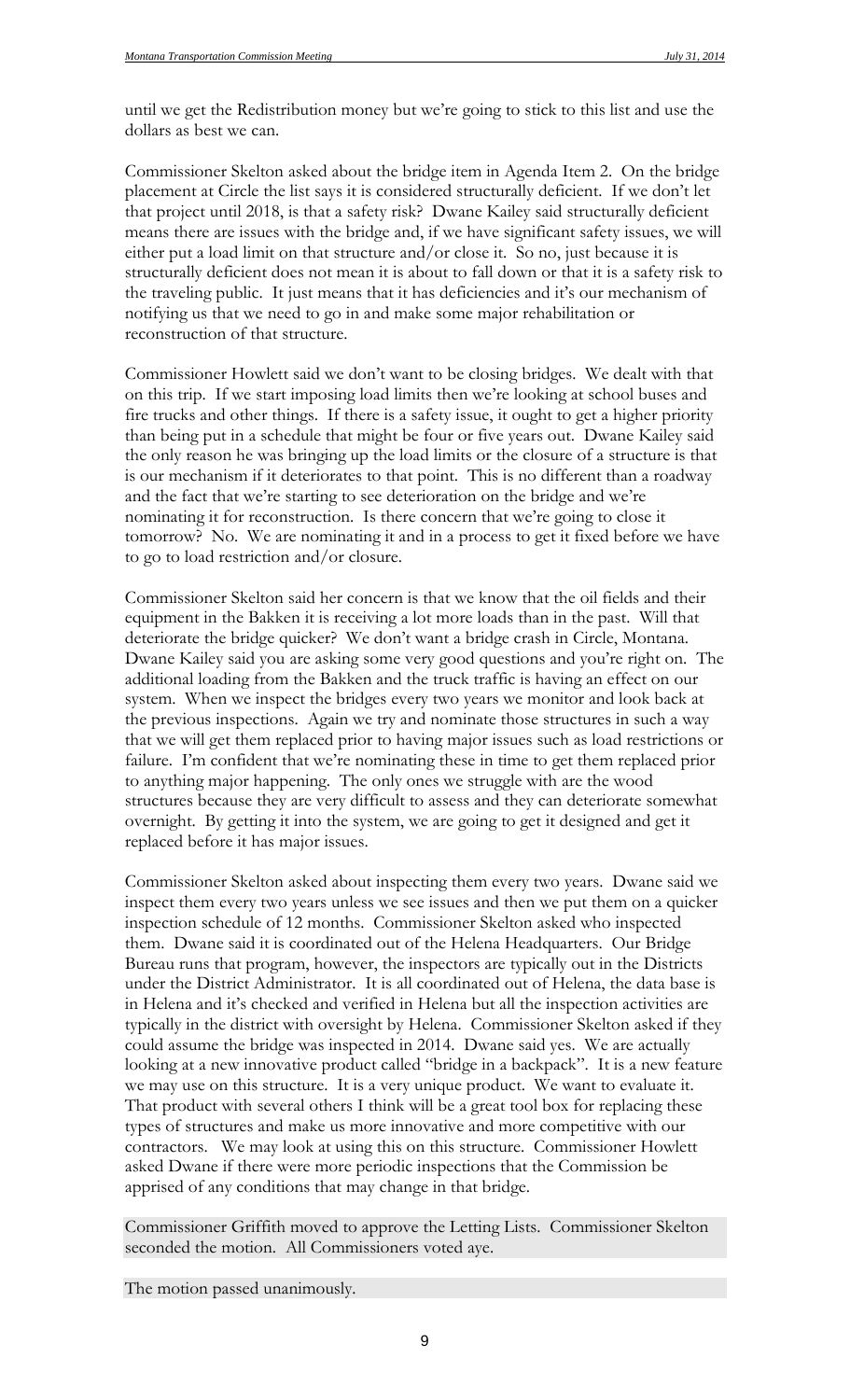until we get the Redistribution money but we're going to stick to this list and use the dollars as best we can.

Commissioner Skelton asked about the bridge item in Agenda Item 2. On the bridge placement at Circle the list says it is considered structurally deficient. If we don't let that project until 2018, is that a safety risk? Dwane Kailey said structurally deficient means there are issues with the bridge and, if we have significant safety issues, we will either put a load limit on that structure and/or close it. So no, just because it is structurally deficient does not mean it is about to fall down or that it is a safety risk to the traveling public. It just means that it has deficiencies and it's our mechanism of notifying us that we need to go in and make some major rehabilitation or reconstruction of that structure.

Commissioner Howlett said we don't want to be closing bridges. We dealt with that on this trip. If we start imposing load limits then we're looking at school buses and fire trucks and other things. If there is a safety issue, it ought to get a higher priority than being put in a schedule that might be four or five years out. Dwane Kailey said the only reason he was bringing up the load limits or the closure of a structure is that is our mechanism if it deteriorates to that point. This is no different than a roadway and the fact that we're starting to see deterioration on the bridge and we're nominating it for reconstruction. Is there concern that we're going to close it tomorrow? No. We are nominating it and in a process to get it fixed before we have to go to load restriction and/or closure.

Commissioner Skelton said her concern is that we know that the oil fields and their equipment in the Bakken it is receiving a lot more loads than in the past. Will that deteriorate the bridge quicker? We don't want a bridge crash in Circle, Montana. Dwane Kailey said you are asking some very good questions and you're right on. The additional loading from the Bakken and the truck traffic is having an effect on our system. When we inspect the bridges every two years we monitor and look back at the previous inspections. Again we try and nominate those structures in such a way that we will get them replaced prior to having major issues such as load restrictions or failure. I'm confident that we're nominating these in time to get them replaced prior to anything major happening. The only ones we struggle with are the wood structures because they are very difficult to assess and they can deteriorate somewhat overnight. By getting it into the system, we are going to get it designed and get it replaced before it has major issues.

Commissioner Skelton asked about inspecting them every two years. Dwane said we inspect them every two years unless we see issues and then we put them on a quicker inspection schedule of 12 months. Commissioner Skelton asked who inspected them. Dwane said it is coordinated out of the Helena Headquarters. Our Bridge Bureau runs that program, however, the inspectors are typically out in the Districts under the District Administrator. It is all coordinated out of Helena, the data base is in Helena and it's checked and verified in Helena but all the inspection activities are typically in the district with oversight by Helena. Commissioner Skelton asked if they could assume the bridge was inspected in 2014. Dwane said yes. We are actually looking at a new innovative product called "bridge in a backpack". It is a new feature we may use on this structure. It is a very unique product. We want to evaluate it. That product with several others I think will be a great tool box for replacing these types of structures and make us more innovative and more competitive with our contractors. We may look at using this on this structure. Commissioner Howlett asked Dwane if there were more periodic inspections that the Commission be apprised of any conditions that may change in that bridge.

Commissioner Griffith moved to approve the Letting Lists. Commissioner Skelton seconded the motion. All Commissioners voted aye.

The motion passed unanimously.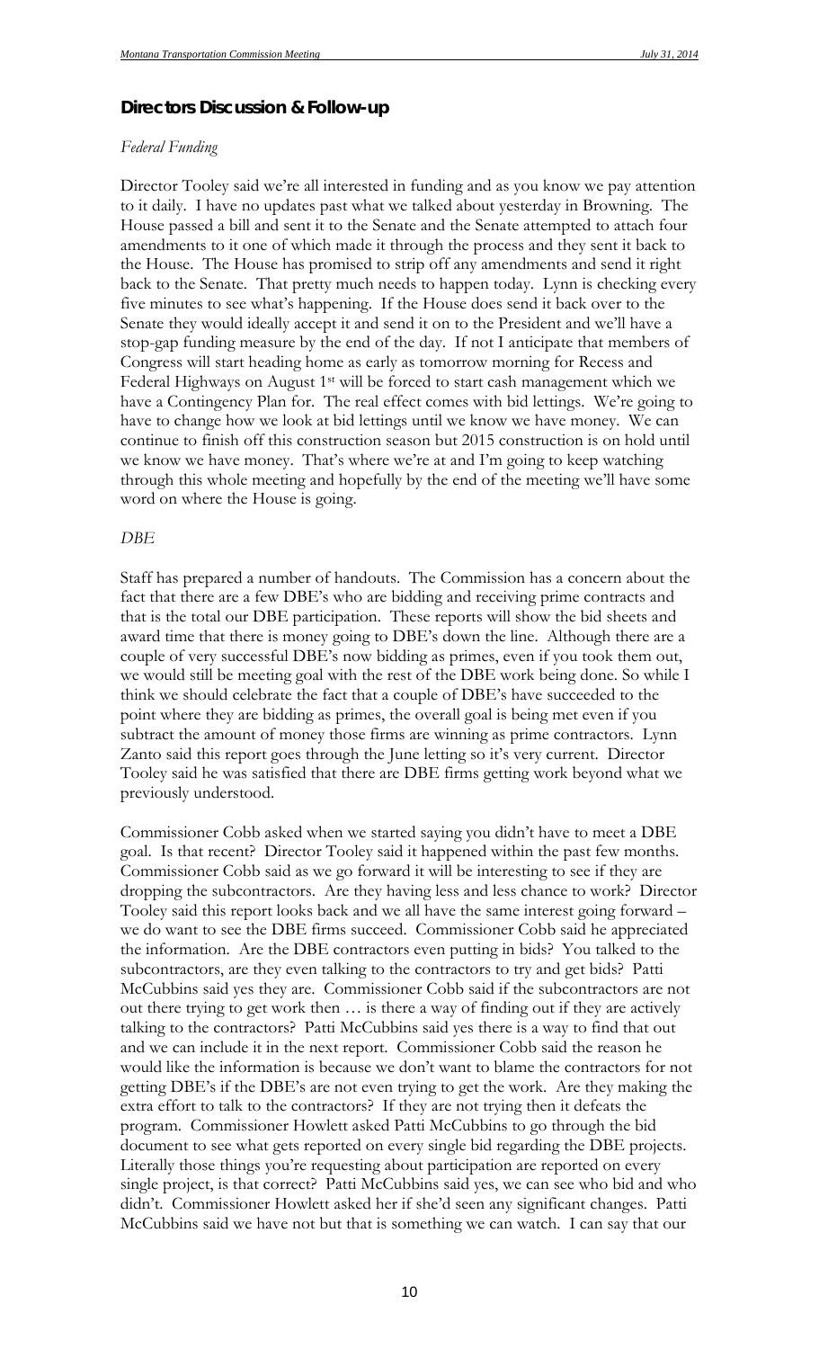## Directors Discussion & Follow-up

*Federal Funding*

Director Tooley said we're all interested in funding and as you know we pay attention to it daily. I have no updates past what we talked about yesterday in Browning. The House passed a bill and sent it to the Senate and the Senate attempted to attach four amendments to it one of which made it through the process and they sent it back to the House. The House has promised to strip off any amendments and send it right back to the Senate. That pretty much needs to happen today. Lynn is checking every five minutes to see what's happening. If the House does send it back over to the Senate they would ideally accept it and send it on to the President and we'll have a stop-gap funding measure by the end of the day. If not I anticipate that members of Congress will start heading home as early as tomorrow morning for Recess and Federal Highways on August 1st will be forced to start cash management which we have a Contingency Plan for. The real effect comes with bid lettings. We're going to have to change how we look at bid lettings until we know we have money. We can continue to finish off this construction season but 2015 construction is on hold until we know we have money. That's where we're at and I'm going to keep watching through this whole meeting and hopefully by the end of the meeting we'll have some word on where the House is going.

*DBE*

Staff has prepared a number of handouts. The Commission has a concern about the fact that there are a few DBE's who are bidding and receiving prime contracts and that is the total our DBE participation. These reports will show the bid sheets and award time that there is money going to DBE's down the line. Although there are a couple of very successful DBE's now bidding as primes, even if you took them out, we would still be meeting goal with the rest of the DBE work being done. So while I think we should celebrate the fact that a couple of DBE's have succeeded to the point where they are bidding as primes, the overall goal is being met even if you subtract the amount of money those firms are winning as prime contractors. Lynn Zanto said this report goes through the June letting so it's very current. Director Tooley said he was satisfied that there are DBE firms getting work beyond what we previously understood.

Commissioner Cobb asked when we started saying you didn't have to meet a DBE goal. Is that recent? Director Tooley said it happened within the past few months. Commissioner Cobb said as we go forward it will be interesting to see if they are dropping the subcontractors. Are they having less and less chance to work? Director Tooley said this report looks back and we all have the same interest going forward – we do want to see the DBE firms succeed. Commissioner Cobb said he appreciated the information. Are the DBE contractors even putting in bids? You talked to the subcontractors, are they even talking to the contractors to try and get bids? Patti McCubbins said yes they are. Commissioner Cobb said if the subcontractors are not out there trying to get work then … is there a way of finding out if they are actively talking to the contractors? Patti McCubbins said yes there is a way to find that out and we can include it in the next report. Commissioner Cobb said the reason he would like the information is because we don't want to blame the contractors for not getting DBE's if the DBE's are not even trying to get the work. Are they making the extra effort to talk to the contractors? If they are not trying then it defeats the program. Commissioner Howlett asked Patti McCubbins to go through the bid document to see what gets reported on every single bid regarding the DBE projects. Literally those things you're requesting about participation are reported on every single project, is that correct? Patti McCubbins said yes, we can see who bid and who didn't. Commissioner Howlett asked her if she'd seen any significant changes. Patti McCubbins said we have not but that is something we can watch. I can say that our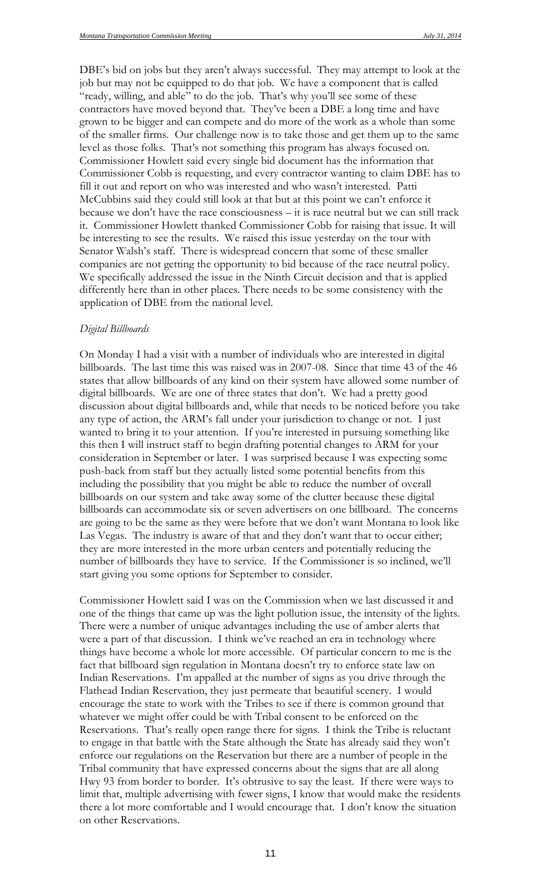DBE's bid on jobs but they aren't always successful. They may attempt to look at the job but may not be equipped to do that job. We have a component that is called "ready, willing, and able" to do the job. That's why you'll see some of these contractors have moved beyond that. They've been a DBE a long time and have grown to be bigger and can compete and do more of the work as a whole than some of the smaller firms. Our challenge now is to take those and get them up to the same level as those folks. That's not something this program has always focused on. Commissioner Howlett said every single bid document has the information that Commissioner Cobb is requesting, and every contractor wanting to claim DBE has to fill it out and report on who was interested and who wasn't interested. Patti McCubbins said they could still look at that but at this point we can't enforce it because we don't have the race consciousness – it is race neutral but we can still track it. Commissioner Howlett thanked Commissioner Cobb for raising that issue. It will be interesting to see the results. We raised this issue yesterday on the tour with Senator Walsh's staff. There is widespread concern that some of these smaller companies are not getting the opportunity to bid because of the race neutral policy. We specifically addressed the issue in the Ninth Circuit decision and that is applied differently here than in other places. There needs to be some consistency with the application of DBE from the national level.

*Digital Billboards*

On Monday I had a visit with a number of individuals who are interested in digital billboards. The last time this was raised was in 2007-08. Since that time 43 of the 46 states that allow billboards of any kind on their system have allowed some number of digital billboards. We are one of three states that don't. We had a pretty good discussion about digital billboards and, while that needs to be noticed before you take any type of action, the ARM's fall under your jurisdiction to change or not. I just wanted to bring it to your attention. If you're interested in pursuing something like this then I will instruct staff to begin drafting potential changes to ARM for your consideration in September or later. I was surprised because I was expecting some push-back from staff but they actually listed some potential benefits from this including the possibility that you might be able to reduce the number of overall billboards on our system and take away some of the clutter because these digital billboards can accommodate six or seven advertisers on one billboard. The concerns are going to be the same as they were before that we don't want Montana to look like Las Vegas. The industry is aware of that and they don't want that to occur either; they are more interested in the more urban centers and potentially reducing the number of billboards they have to service. If the Commissioner is so inclined, we'll start giving you some options for September to consider.

Commissioner Howlett said I was on the Commission when we last discussed it and one of the things that came up was the light pollution issue, the intensity of the lights. There were a number of unique advantages including the use of amber alerts that were a part of that discussion. I think we've reached an era in technology where things have become a whole lot more accessible. Of particular concern to me is the fact that billboard sign regulation in Montana doesn't try to enforce state law on Indian Reservations. I'm appalled at the number of signs as you drive through the Flathead Indian Reservation, they just permeate that beautiful scenery. I would encourage the state to work with the Tribes to see if there is common ground that whatever we might offer could be with Tribal consent to be enforced on the Reservations. That's really open range there for signs. I think the Tribe is reluctant to engage in that battle with the State although the State has already said they won't enforce our regulations on the Reservation but there are a number of people in the Tribal community that have expressed concerns about the signs that are all along Hwy 93 from border to border. It's obtrusive to say the least. If there were ways to limit that, multiple advertising with fewer signs, I know that would make the residents there a lot more comfortable and I would encourage that. I don't know the situation on other Reservations.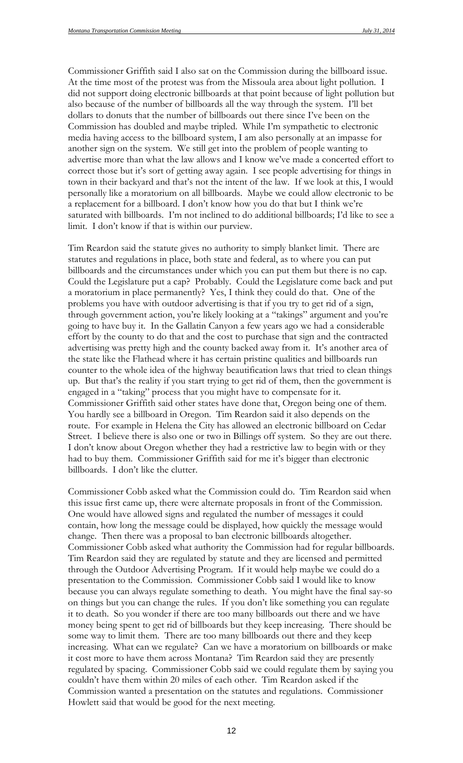Commissioner Griffith said I also sat on the Commission during the billboard issue. At the time most of the protest was from the Missoula area about light pollution. I did not support doing electronic billboards at that point because of light pollution but also because of the number of billboards all the way through the system. I'll bet dollars to donuts that the number of billboards out there since I've been on the Commission has doubled and maybe tripled. While I'm sympathetic to electronic media having access to the billboard system, I am also personally at an impasse for another sign on the system. We still get into the problem of people wanting to advertise more than what the law allows and I know we've made a concerted effort to correct those but it's sort of getting away again. I see people advertising for things in town in their backyard and that's not the intent of the law. If we look at this, I would personally like a moratorium on all billboards. Maybe we could allow electronic to be a replacement for a billboard. I don't know how you do that but I think we're saturated with billboards. I'm not inclined to do additional billboards; I'd like to see a limit. I don't know if that is within our purview.

Tim Reardon said the statute gives no authority to simply blanket limit. There are statutes and regulations in place, both state and federal, as to where you can put billboards and the circumstances under which you can put them but there is no cap. Could the Legislature put a cap? Probably. Could the Legislature come back and put a moratorium in place permanently? Yes, I think they could do that. One of the problems you have with outdoor advertising is that if you try to get rid of a sign, through government action, you're likely looking at a "takings" argument and you're going to have buy it. In the Gallatin Canyon a few years ago we had a considerable effort by the county to do that and the cost to purchase that sign and the contracted advertising was pretty high and the county backed away from it. It's another area of the state like the Flathead where it has certain pristine qualities and billboards run counter to the whole idea of the highway beautification laws that tried to clean things up. But that's the reality if you start trying to get rid of them, then the government is engaged in a "taking" process that you might have to compensate for it. Commissioner Griffith said other states have done that, Oregon being one of them. You hardly see a billboard in Oregon. Tim Reardon said it also depends on the route. For example in Helena the City has allowed an electronic billboard on Cedar Street. I believe there is also one or two in Billings off system. So they are out there. I don't know about Oregon whether they had a restrictive law to begin with or they had to buy them. Commissioner Griffith said for me it's bigger than electronic billboards. I don't like the clutter.

Commissioner Cobb asked what the Commission could do. Tim Reardon said when this issue first came up, there were alternate proposals in front of the Commission. One would have allowed signs and regulated the number of messages it could contain, how long the message could be displayed, how quickly the message would change. Then there was a proposal to ban electronic billboards altogether. Commissioner Cobb asked what authority the Commission had for regular billboards. Tim Reardon said they are regulated by statute and they are licensed and permitted through the Outdoor Advertising Program. If it would help maybe we could do a presentation to the Commission. Commissioner Cobb said I would like to know because you can always regulate something to death. You might have the final say-so on things but you can change the rules. If you don't like something you can regulate it to death. So you wonder if there are too many billboards out there and we have money being spent to get rid of billboards but they keep increasing. There should be some way to limit them. There are too many billboards out there and they keep increasing. What can we regulate? Can we have a moratorium on billboards or make it cost more to have them across Montana? Tim Reardon said they are presently regulated by spacing. Commissioner Cobb said we could regulate them by saying you couldn't have them within 20 miles of each other. Tim Reardon asked if the Commission wanted a presentation on the statutes and regulations. Commissioner Howlett said that would be good for the next meeting.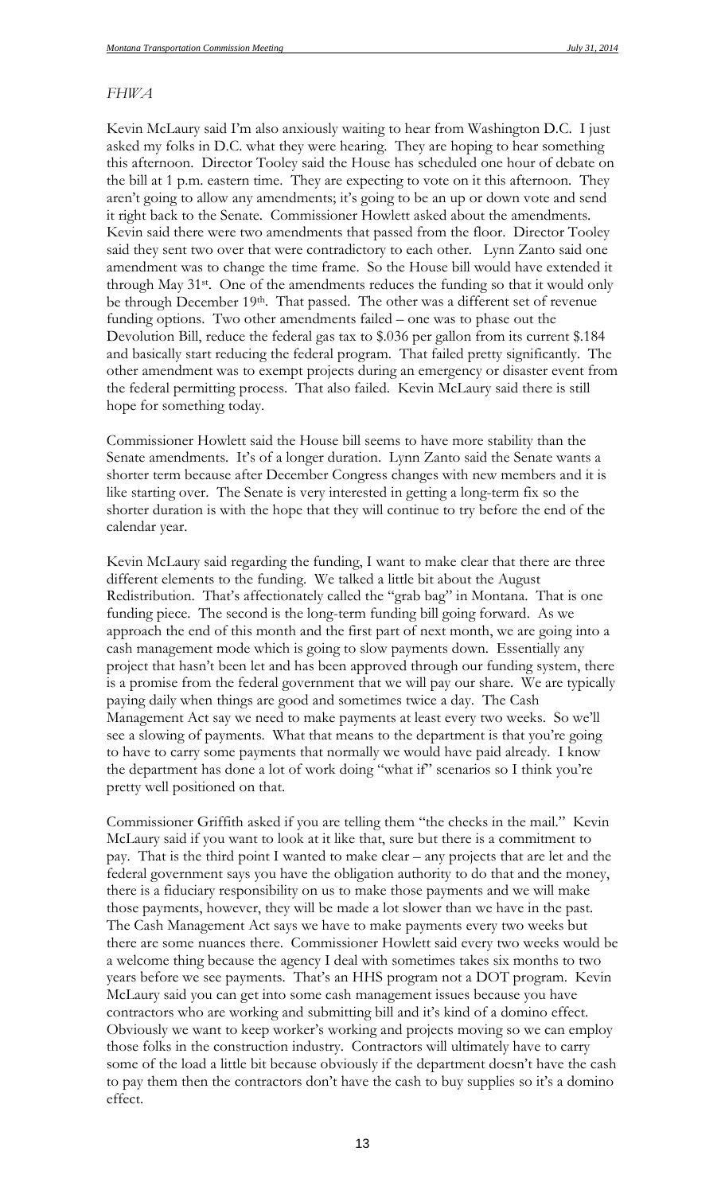*FHWA*

Kevin McLaury said I'm also anxiously waiting to hear from Washington D.C. I just asked my folks in D.C. what they were hearing. They are hoping to hear something this afternoon. Director Tooley said the House has scheduled one hour of debate on the bill at 1 p.m. eastern time. They are expecting to vote on it this afternoon. They aren't going to allow any amendments; it's going to be an up or down vote and send it right back to the Senate. Commissioner Howlett asked about the amendments. Kevin said there were two amendments that passed from the floor. Director Tooley said they sent two over that were contradictory to each other. Lynn Zanto said one amendment was to change the time frame. So the House bill would have extended it through May 31st. One of the amendments reduces the funding so that it would only be through December 19th. That passed. The other was a different set of revenue funding options. Two other amendments failed – one was to phase out the Devolution Bill, reduce the federal gas tax to $.036 per gallon from its current $.184 and basically start reducing the federal program. That failed pretty significantly. The other amendment was to exempt projects during an emergency or disaster event from the federal permitting process. That also failed. Kevin McLaury said there is still hope for something today.

Commissioner Howlett said the House bill seems to have more stability than the Senate amendments. It's of a longer duration. Lynn Zanto said the Senate wants a shorter term because after December Congress changes with new members and it is like starting over. The Senate is very interested in getting a long-term fix so the shorter duration is with the hope that they will continue to try before the end of the calendar year.

Kevin McLaury said regarding the funding, I want to make clear that there are three different elements to the funding. We talked a little bit about the August Redistribution. That's affectionately called the "grab bag" in Montana. That is one funding piece. The second is the long-term funding bill going forward. As we approach the end of this month and the first part of next month, we are going into a cash management mode which is going to slow payments down. Essentially any project that hasn't been let and has been approved through our funding system, there is a promise from the federal government that we will pay our share. We are typically paying daily when things are good and sometimes twice a day. The Cash Management Act say we need to make payments at least every two weeks. So we'll see a slowing of payments. What that means to the department is that you're going to have to carry some payments that normally we would have paid already. I know the department has done a lot of work doing "what if" scenarios so I think you're pretty well positioned on that.

Commissioner Griffith asked if you are telling them "the checks in the mail." Kevin McLaury said if you want to look at it like that, sure but there is a commitment to pay. That is the third point I wanted to make clear – any projects that are let and the federal government says you have the obligation authority to do that and the money, there is a fiduciary responsibility on us to make those payments and we will make those payments, however, they will be made a lot slower than we have in the past. The Cash Management Act says we have to make payments every two weeks but there are some nuances there. Commissioner Howlett said every two weeks would be a welcome thing because the agency I deal with sometimes takes six months to two years before we see payments. That's an HHS program not a DOT program. Kevin McLaury said you can get into some cash management issues because you have contractors who are working and submitting bill and it's kind of a domino effect. Obviously we want to keep worker's working and projects moving so we can employ those folks in the construction industry. Contractors will ultimately have to carry some of the load a little bit because obviously if the department doesn't have the cash to pay them then the contractors don't have the cash to buy supplies so it's a domino effect.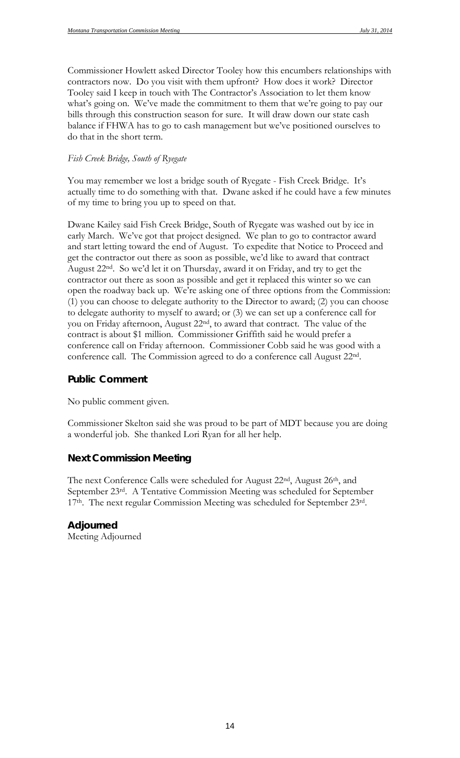Commissioner Howlett asked Director Tooley how this encumbers relationships with contractors now. Do you visit with them upfront? How does it work? Director Tooley said I keep in touch with The Contractor's Association to let them know what's going on. We've made the commitment to them that we're going to pay our bills through this construction season for sure. It will draw down our state cash balance if FHWA has to go to cash management but we've positioned ourselves to do that in the short term.

*Fish Creek Bridge, South of Ryegate*

You may remember we lost a bridge south of Ryegate - Fish Creek Bridge. It's actually time to do something with that. Dwane asked if he could have a few minutes of my time to bring you up to speed on that.

Dwane Kailey said Fish Creek Bridge, South of Ryegate was washed out by ice in early March. We've got that project designed. We plan to go to contractor award and start letting toward the end of August. To expedite that Notice to Proceed and get the contractor out there as soon as possible, we'd like to award that contract August 22nd. So we'd let it on Thursday, award it on Friday, and try to get the contractor out there as soon as possible and get it replaced this winter so we can open the roadway back up. We're asking one of three options from the Commission: (1) you can choose to delegate authority to the Director to award; (2) you can choose to delegate authority to myself to award; or (3) we can set up a conference call for you on Friday afternoon, August 22nd, to award that contract. The value of the contract is about $1 million. Commissioner Griffith said he would prefer a conference call on Friday afternoon. Commissioner Cobb said he was good with a conference call. The Commission agreed to do a conference call August 22nd.

## Public Comment

No public comment given.

Commissioner Skelton said she was proud to be part of MDT because you are doing a wonderful job. She thanked Lori Ryan for all her help.

## Next Commission Meeting

The next Conference Calls were scheduled for August 22nd, August 26th, and September 23rd. A Tentative Commission Meeting was scheduled for September 17th. The next regular Commission Meeting was scheduled for September 23rd.

## Adjourned

Meeting Adjourned